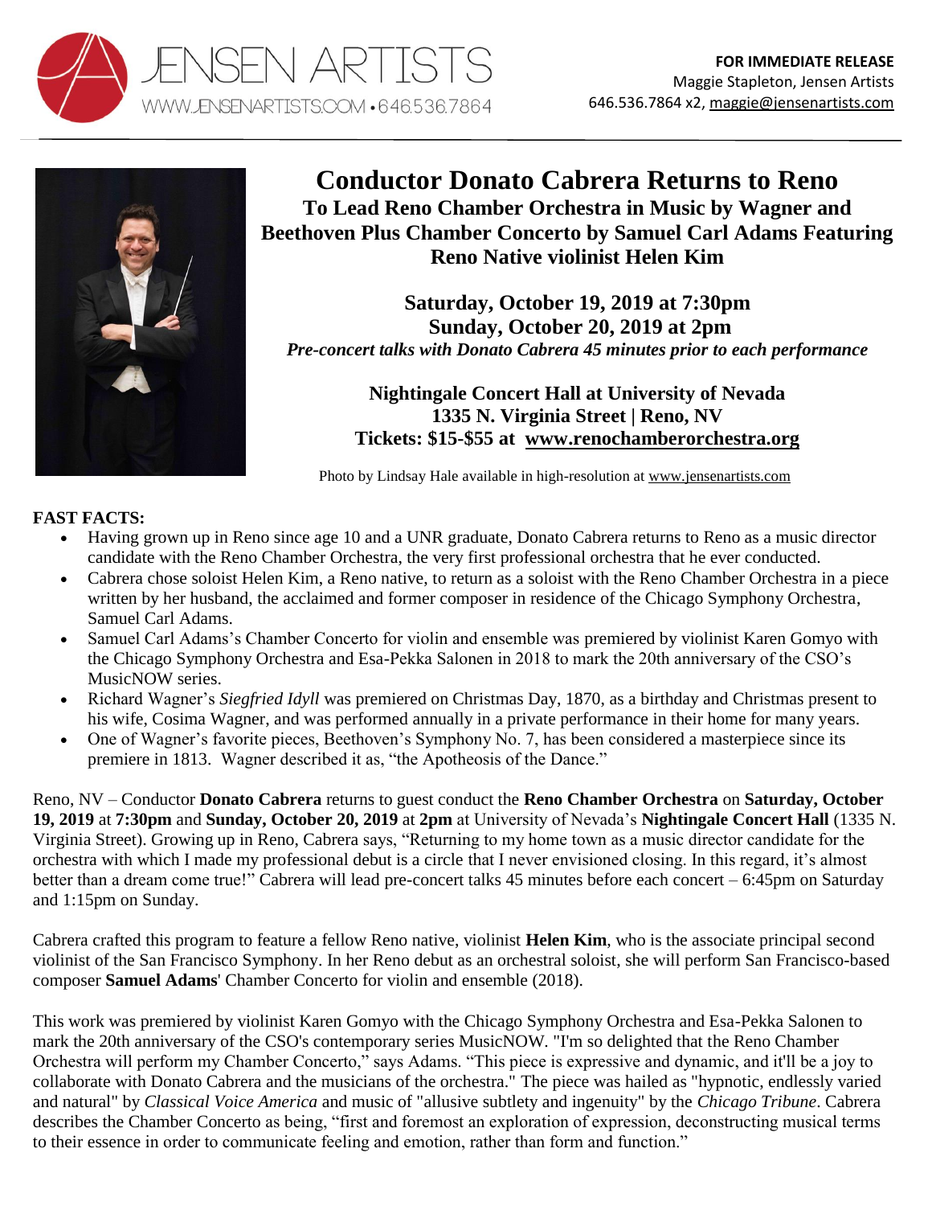JENSEN ARTISTS
WWW.JENSENARTISTS.COM • 646.536.7864

**FOR IMMEDIATE RELEASE**
Maggie Stapleton, Jensen Artists
646.536.7864 x2, maggie@jensenartists.com

# Conductor Donato Cabrera Returns to Reno

## To Lead Reno Chamber Orchestra in Music by Wagner and Beethoven Plus Chamber Concerto by Samuel Carl Adams Featuring Reno Native violinist Helen Kim

**Saturday, October 19, 2019 at 7:30pm**
**Sunday, October 20, 2019 at 2pm**
***Pre-concert talks with Donato Cabrera 45 minutes prior to each performance***

**Nightingale Concert Hall at University of Nevada**
**1335 N. Virginia Street | Reno, NV**
**Tickets: $15-$55 at www.renochamberorchestra.org**

Photo by Lindsay Hale available in high-resolution at www.jensenartists.com

**FAST FACTS:**

- Having grown up in Reno since age 10 and a UNR graduate, Donato Cabrera returns to Reno as a music director candidate with the Reno Chamber Orchestra, the very first professional orchestra that he ever conducted.
- Cabrera chose soloist Helen Kim, a Reno native, to return as a soloist with the Reno Chamber Orchestra in a piece written by her husband, the acclaimed and former composer in residence of the Chicago Symphony Orchestra, Samuel Carl Adams.
- Samuel Carl Adams's Chamber Concerto for violin and ensemble was premiered by violinist Karen Gomyo with the Chicago Symphony Orchestra and Esa-Pekka Salonen in 2018 to mark the 20th anniversary of the CSO's MusicNOW series.
- Richard Wagner's *Siegfried Idyll* was premiered on Christmas Day, 1870, as a birthday and Christmas present to his wife, Cosima Wagner, and was performed annually in a private performance in their home for many years.
- One of Wagner's favorite pieces, Beethoven's Symphony No. 7, has been considered a masterpiece since its premiere in 1813. Wagner described it as, "the Apotheosis of the Dance."

Reno, NV – Conductor **Donato Cabrera** returns to guest conduct the **Reno Chamber Orchestra** on **Saturday, October 19, 2019** at **7:30pm** and **Sunday, October 20, 2019** at **2pm** at University of Nevada's **Nightingale Concert Hall** (1335 N. Virginia Street). Growing up in Reno, Cabrera says, "Returning to my home town as a music director candidate for the orchestra with which I made my professional debut is a circle that I never envisioned closing. In this regard, it's almost better than a dream come true!" Cabrera will lead pre-concert talks 45 minutes before each concert – 6:45pm on Saturday and 1:15pm on Sunday.

Cabrera crafted this program to feature a fellow Reno native, violinist **Helen Kim**, who is the associate principal second violinist of the San Francisco Symphony. In her Reno debut as an orchestral soloist, she will perform San Francisco-based composer **Samuel Adams**' Chamber Concerto for violin and ensemble (2018).

This work was premiered by violinist Karen Gomyo with the Chicago Symphony Orchestra and Esa-Pekka Salonen to mark the 20th anniversary of the CSO's contemporary series MusicNOW. "I'm so delighted that the Reno Chamber Orchestra will perform my Chamber Concerto," says Adams. "This piece is expressive and dynamic, and it'll be a joy to collaborate with Donato Cabrera and the musicians of the orchestra." The piece was hailed as "hypnotic, endlessly varied and natural" by *Classical Voice America* and music of "allusive subtlety and ingenuity" by the *Chicago Tribune*. Cabrera describes the Chamber Concerto as being, "first and foremost an exploration of expression, deconstructing musical terms to their essence in order to communicate feeling and emotion, rather than form and function."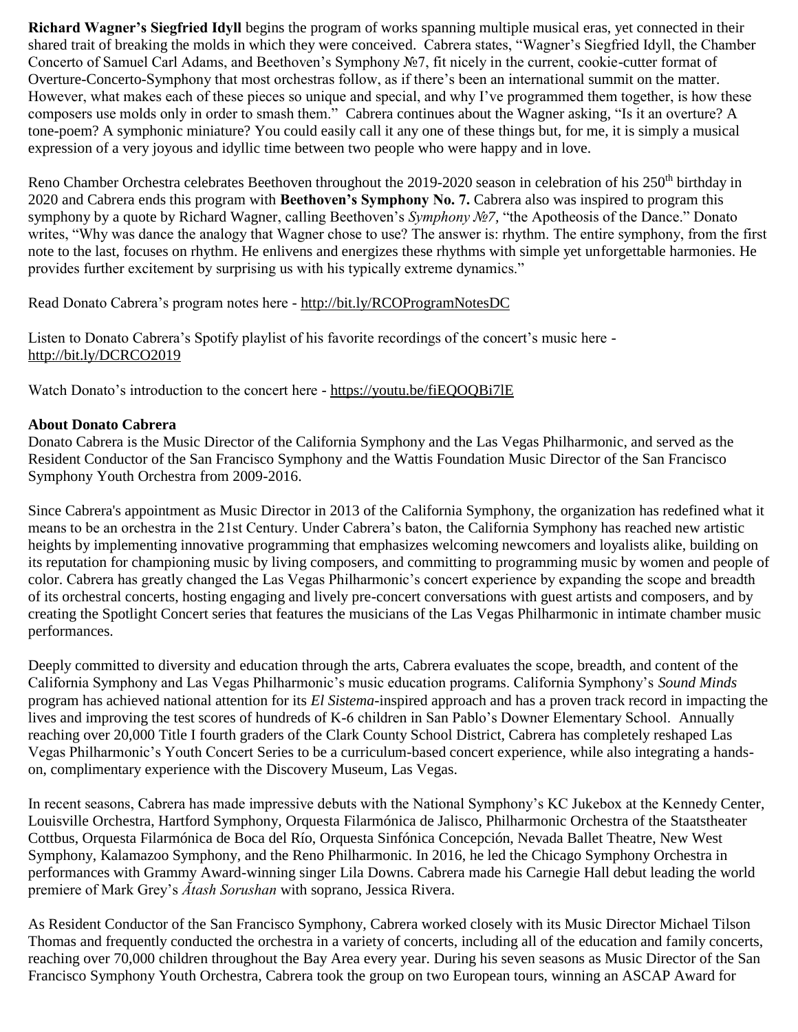**Richard Wagner's Siegfried Idyll** begins the program of works spanning multiple musical eras, yet connected in their shared trait of breaking the molds in which they were conceived. Cabrera states, "Wagner's Siegfried Idyll, the Chamber Concerto of Samuel Carl Adams, and Beethoven's Symphony №7, fit nicely in the current, cookie-cutter format of Overture-Concerto-Symphony that most orchestras follow, as if there's been an international summit on the matter. However, what makes each of these pieces so unique and special, and why I've programmed them together, is how these composers use molds only in order to smash them." Cabrera continues about the Wagner asking, "Is it an overture? A tone-poem? A symphonic miniature? You could easily call it any one of these things but, for me, it is simply a musical expression of a very joyous and idyllic time between two people who were happy and in love.

Reno Chamber Orchestra celebrates Beethoven throughout the 2019-2020 season in celebration of his 250th birthday in 2020 and Cabrera ends this program with **Beethoven's Symphony No. 7.** Cabrera also was inspired to program this symphony by a quote by Richard Wagner, calling Beethoven's *Symphony №7,* "the Apotheosis of the Dance." Donato writes, "Why was dance the analogy that Wagner chose to use? The answer is: rhythm. The entire symphony, from the first note to the last, focuses on rhythm. He enlivens and energizes these rhythms with simple yet unforgettable harmonies. He provides further excitement by surprising us with his typically extreme dynamics."

Read Donato Cabrera's program notes here - http://bit.ly/RCOProgramNotesDC

Listen to Donato Cabrera's Spotify playlist of his favorite recordings of the concert's music here - http://bit.ly/DCRCO2019

Watch Donato's introduction to the concert here - https://youtu.be/fiEQOQBi7lE

**About Donato Cabrera**

Donato Cabrera is the Music Director of the California Symphony and the Las Vegas Philharmonic, and served as the Resident Conductor of the San Francisco Symphony and the Wattis Foundation Music Director of the San Francisco Symphony Youth Orchestra from 2009-2016.

Since Cabrera's appointment as Music Director in 2013 of the California Symphony, the organization has redefined what it means to be an orchestra in the 21st Century. Under Cabrera's baton, the California Symphony has reached new artistic heights by implementing innovative programming that emphasizes welcoming newcomers and loyalists alike, building on its reputation for championing music by living composers, and committing to programming music by women and people of color. Cabrera has greatly changed the Las Vegas Philharmonic's concert experience by expanding the scope and breadth of its orchestral concerts, hosting engaging and lively pre-concert conversations with guest artists and composers, and by creating the Spotlight Concert series that features the musicians of the Las Vegas Philharmonic in intimate chamber music performances.

Deeply committed to diversity and education through the arts, Cabrera evaluates the scope, breadth, and content of the California Symphony and Las Vegas Philharmonic's music education programs. California Symphony's *Sound Minds* program has achieved national attention for its *El Sistema*-inspired approach and has a proven track record in impacting the lives and improving the test scores of hundreds of K-6 children in San Pablo's Downer Elementary School. Annually reaching over 20,000 Title I fourth graders of the Clark County School District, Cabrera has completely reshaped Las Vegas Philharmonic's Youth Concert Series to be a curriculum-based concert experience, while also integrating a hands-on, complimentary experience with the Discovery Museum, Las Vegas.

In recent seasons, Cabrera has made impressive debuts with the National Symphony's KC Jukebox at the Kennedy Center, Louisville Orchestra, Hartford Symphony, Orquesta Filarmónica de Jalisco, Philharmonic Orchestra of the Staatstheater Cottbus, Orquesta Filarmónica de Boca del Río, Orquesta Sinfónica Concepción, Nevada Ballet Theatre, New West Symphony, Kalamazoo Symphony, and the Reno Philharmonic. In 2016, he led the Chicago Symphony Orchestra in performances with Grammy Award-winning singer Lila Downs. Cabrera made his Carnegie Hall debut leading the world premiere of Mark Grey's *Ātash Sorushan* with soprano, Jessica Rivera.

As Resident Conductor of the San Francisco Symphony, Cabrera worked closely with its Music Director Michael Tilson Thomas and frequently conducted the orchestra in a variety of concerts, including all of the education and family concerts, reaching over 70,000 children throughout the Bay Area every year. During his seven seasons as Music Director of the San Francisco Symphony Youth Orchestra, Cabrera took the group on two European tours, winning an ASCAP Award for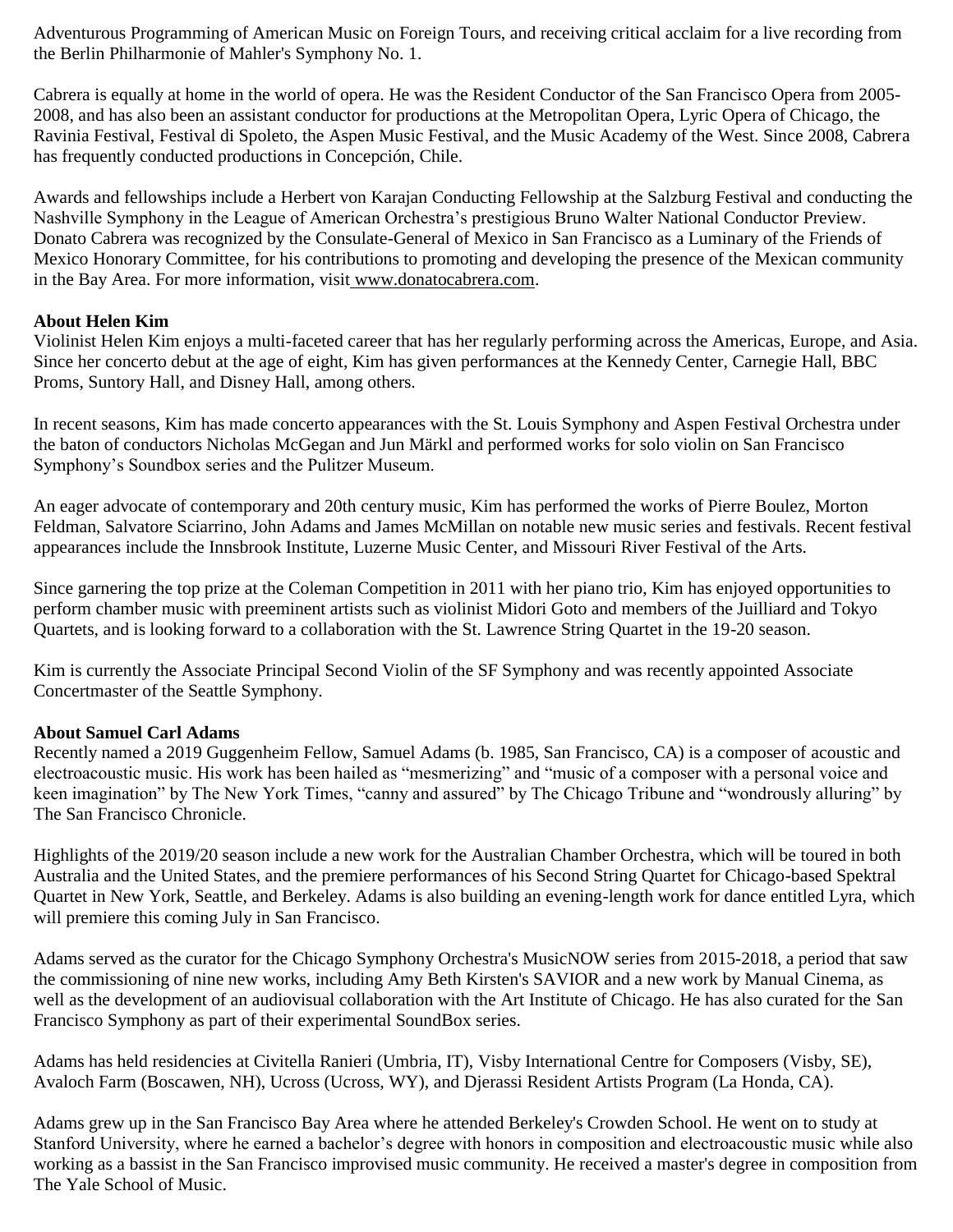Adventurous Programming of American Music on Foreign Tours, and receiving critical acclaim for a live recording from the Berlin Philharmonie of Mahler's Symphony No. 1.

Cabrera is equally at home in the world of opera. He was the Resident Conductor of the San Francisco Opera from 2005-2008, and has also been an assistant conductor for productions at the Metropolitan Opera, Lyric Opera of Chicago, the Ravinia Festival, Festival di Spoleto, the Aspen Music Festival, and the Music Academy of the West. Since 2008, Cabrera has frequently conducted productions in Concepción, Chile.

Awards and fellowships include a Herbert von Karajan Conducting Fellowship at the Salzburg Festival and conducting the Nashville Symphony in the League of American Orchestra's prestigious Bruno Walter National Conductor Preview. Donato Cabrera was recognized by the Consulate-General of Mexico in San Francisco as a Luminary of the Friends of Mexico Honorary Committee, for his contributions to promoting and developing the presence of the Mexican community in the Bay Area. For more information, visit www.donatocabrera.com.

**About Helen Kim**

Violinist Helen Kim enjoys a multi-faceted career that has her regularly performing across the Americas, Europe, and Asia. Since her concerto debut at the age of eight, Kim has given performances at the Kennedy Center, Carnegie Hall, BBC Proms, Suntory Hall, and Disney Hall, among others.

In recent seasons, Kim has made concerto appearances with the St. Louis Symphony and Aspen Festival Orchestra under the baton of conductors Nicholas McGegan and Jun Märkl and performed works for solo violin on San Francisco Symphony's Soundbox series and the Pulitzer Museum.

An eager advocate of contemporary and 20th century music, Kim has performed the works of Pierre Boulez, Morton Feldman, Salvatore Sciarrino, John Adams and James McMillan on notable new music series and festivals. Recent festival appearances include the Innsbrook Institute, Luzerne Music Center, and Missouri River Festival of the Arts.

Since garnering the top prize at the Coleman Competition in 2011 with her piano trio, Kim has enjoyed opportunities to perform chamber music with preeminent artists such as violinist Midori Goto and members of the Juilliard and Tokyo Quartets, and is looking forward to a collaboration with the St. Lawrence String Quartet in the 19-20 season.

Kim is currently the Associate Principal Second Violin of the SF Symphony and was recently appointed Associate Concertmaster of the Seattle Symphony.

**About Samuel Carl Adams**

Recently named a 2019 Guggenheim Fellow, Samuel Adams (b. 1985, San Francisco, CA) is a composer of acoustic and electroacoustic music. His work has been hailed as "mesmerizing" and "music of a composer with a personal voice and keen imagination" by The New York Times, "canny and assured" by The Chicago Tribune and "wondrously alluring" by The San Francisco Chronicle.

Highlights of the 2019/20 season include a new work for the Australian Chamber Orchestra, which will be toured in both Australia and the United States, and the premiere performances of his Second String Quartet for Chicago-based Spektral Quartet in New York, Seattle, and Berkeley. Adams is also building an evening-length work for dance entitled Lyra, which will premiere this coming July in San Francisco.

Adams served as the curator for the Chicago Symphony Orchestra's MusicNOW series from 2015-2018, a period that saw the commissioning of nine new works, including Amy Beth Kirsten's SAVIOR and a new work by Manual Cinema, as well as the development of an audiovisual collaboration with the Art Institute of Chicago. He has also curated for the San Francisco Symphony as part of their experimental SoundBox series.

Adams has held residencies at Civitella Ranieri (Umbria, IT), Visby International Centre for Composers (Visby, SE), Avaloch Farm (Boscawen, NH), Ucross (Ucross, WY), and Djerassi Resident Artists Program (La Honda, CA).

Adams grew up in the San Francisco Bay Area where he attended Berkeley's Crowden School. He went on to study at Stanford University, where he earned a bachelor's degree with honors in composition and electroacoustic music while also working as a bassist in the San Francisco improvised music community. He received a master's degree in composition from The Yale School of Music.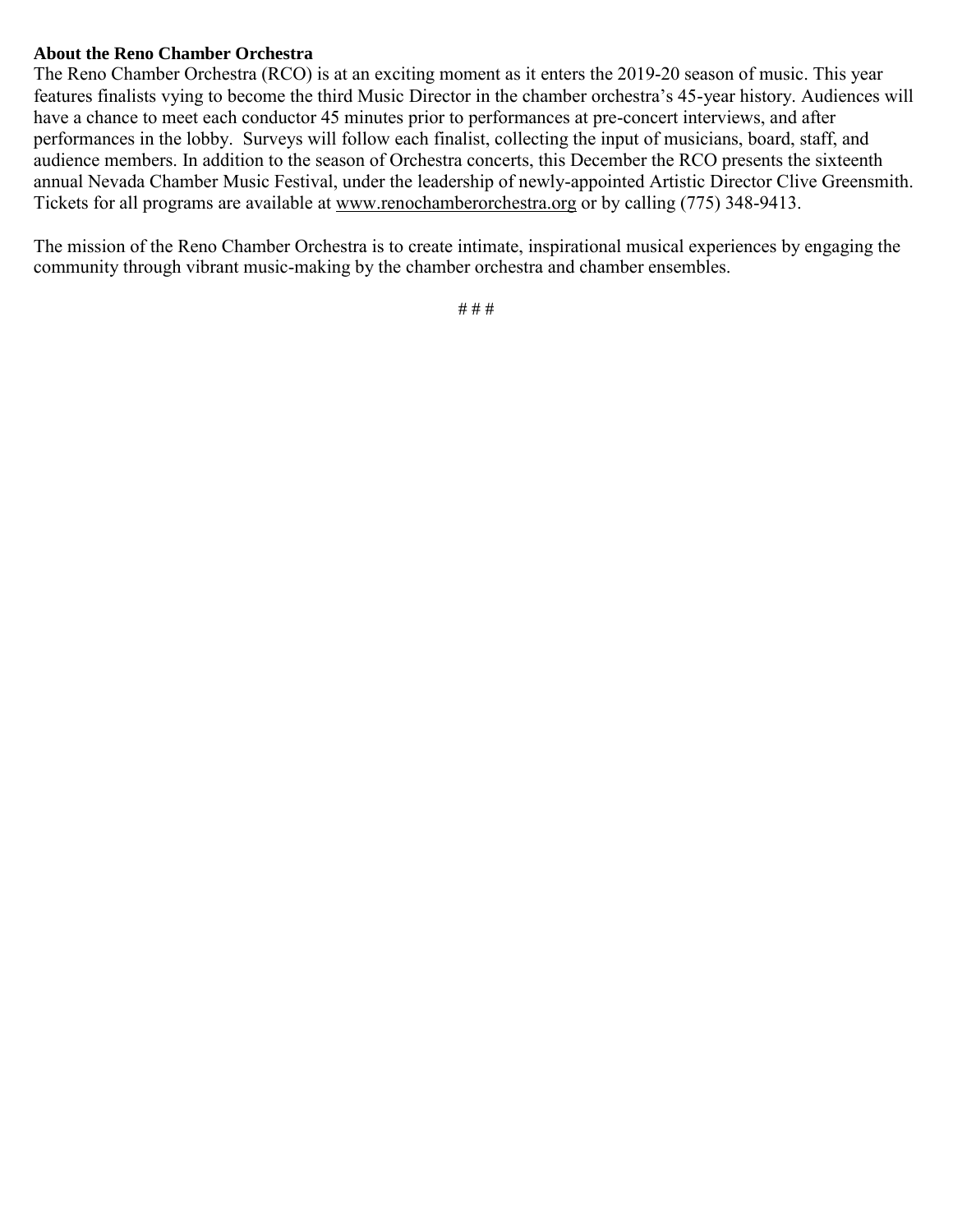**About the Reno Chamber Orchestra**

The Reno Chamber Orchestra (RCO) is at an exciting moment as it enters the 2019-20 season of music. This year features finalists vying to become the third Music Director in the chamber orchestra's 45-year history. Audiences will have a chance to meet each conductor 45 minutes prior to performances at pre-concert interviews, and after performances in the lobby. Surveys will follow each finalist, collecting the input of musicians, board, staff, and audience members. In addition to the season of Orchestra concerts, this December the RCO presents the sixteenth annual Nevada Chamber Music Festival, under the leadership of newly-appointed Artistic Director Clive Greensmith. Tickets for all programs are available at www.renochamberorchestra.org or by calling (775) 348-9413.

The mission of the Reno Chamber Orchestra is to create intimate, inspirational musical experiences by engaging the community through vibrant music-making by the chamber orchestra and chamber ensembles.

# # #